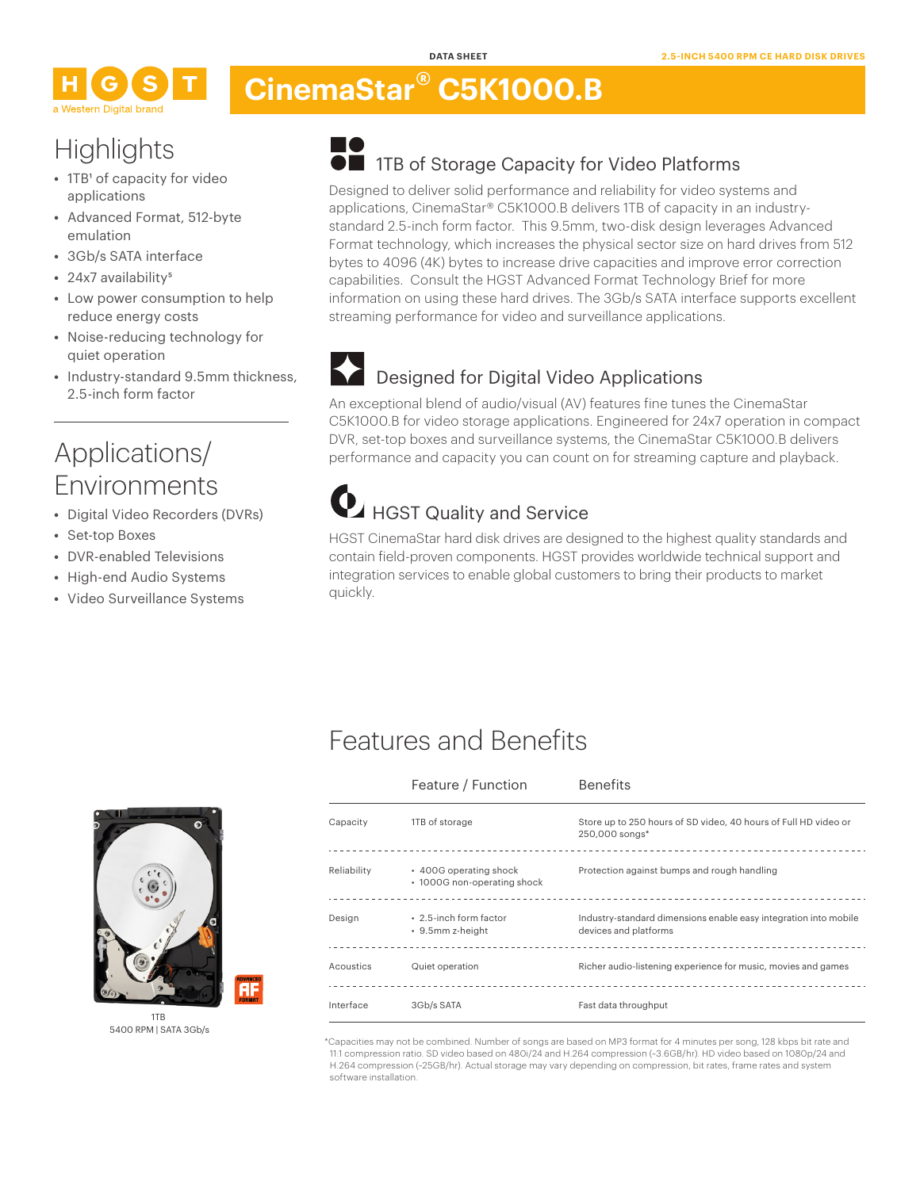DATA SHEET

2.5-INCH 5400 RPM CE HARD DISK DRIVES

HGST
a Western Digital brand

# CinemaStar® C5K1000.B

## Highlights

- 1TB[1] of capacity for video applications
- Advanced Format, 512-byte emulation
- 3Gb/s SATA interface
- 24x7 availability[5]
- Low power consumption to help reduce energy costs
- Noise-reducing technology for quiet operation
- Industry-standard 9.5mm thickness, 2.5-inch form factor

## Applications/ Environments

- Digital Video Recorders (DVRs)
- Set-top Boxes
- DVR-enabled Televisions
- High-end Audio Systems
- Video Surveillance Systems

### 1TB of Storage Capacity for Video Platforms

Designed to deliver solid performance and reliability for video systems and applications, CinemaStar® C5K1000.B delivers 1TB of capacity in an industry-standard 2.5-inch form factor. This 9.5mm, two-disk design leverages Advanced Format technology, which increases the physical sector size on hard drives from 512 bytes to 4096 (4K) bytes to increase drive capacities and improve error correction capabilities. Consult the HGST Advanced Format Technology Brief for more information on using these hard drives. The 3Gb/s SATA interface supports excellent streaming performance for video and surveillance applications.

### Designed for Digital Video Applications

An exceptional blend of audio/visual (AV) features fine tunes the CinemaStar C5K1000.B for video storage applications. Engineered for 24x7 operation in compact DVR, set-top boxes and surveillance systems, the CinemaStar C5K1000.B delivers performance and capacity you can count on for streaming capture and playback.

### HGST Quality and Service

HGST CinemaStar hard disk drives are designed to the highest quality standards and contain field-proven components. HGST provides worldwide technical support and integration services to enable global customers to bring their products to market quickly.

1TB
5400 RPM | SATA 3Gb/s

## Features and Benefits

| | Feature / Function | Benefits |
|---|---|---|
| Capacity | 1TB of storage | Store up to 250 hours of SD video, 40 hours of Full HD video or 250,000 songs* |
| Reliability | • 400G operating shock<br>• 1000G non-operating shock | Protection against bumps and rough handling |
| Design | • 2.5-inch form factor<br>• 9.5mm z-height | Industry-standard dimensions enable easy integration into mobile devices and platforms |
| Acoustics | Quiet operation | Richer audio-listening experience for music, movies and games |
| Interface | 3Gb/s SATA | Fast data throughput |

*Capacities may not be combined. Number of songs are based on MP3 format for 4 minutes per song, 128 kbps bit rate and 11:1 compression ratio. SD video based on 480i/24 and H.264 compression (~3.6GB/hr). HD video based on 1080p/24 and H.264 compression (~25GB/hr). Actual storage may vary depending on compression, bit rates, frame rates and system software installation.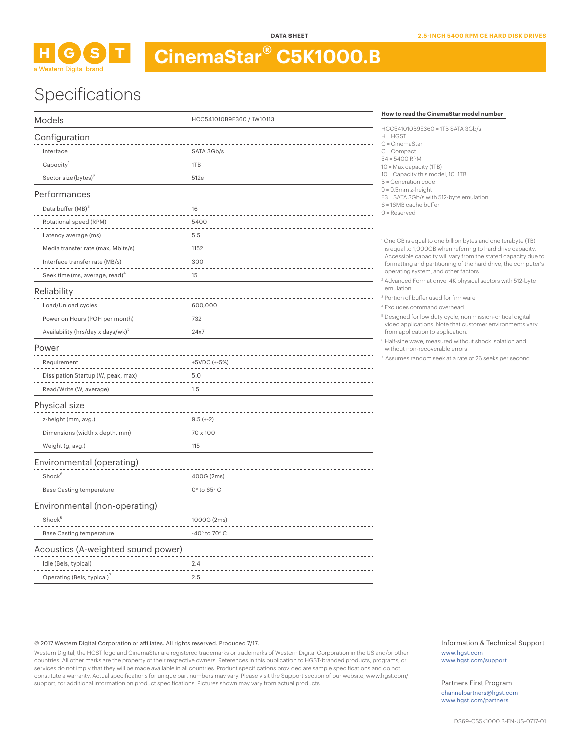DATA SHEET

2.5-INCH 5400 RPM CE HARD DISK DRIVES

HGST
a Western Digital brand

# CinemaStar® C5K1000.B

## Specifications

| | |
|---|---|
| **Models** | HCC541010B9E360 / 1W10113 |
| **Configuration** | |
| Interface | SATA 3Gb/s |
| Capacity[1] | 1TB |
| Sector size (bytes)[2] | 512e |
| **Performances** | |
| Data buffer (MB)[3] | 16 |
| Rotational speed (RPM) | 5400 |
| Latency average (ms) | 5.5 |
| Media transfer rate (max, Mbits/s) | 1152 |
| Interface transfer rate (MB/s) | 300 |
| Seek time (ms, average, read)[4] | 15 |
| **Reliability** | |
| Load/Unload cycles | 600,000 |
| Power on Hours (POH per month) | 732 |
| Availability (hrs/day x days/wk)[5] | 24x7 |
| **Power** | |
| Requirement | +5VDC (+-5%) |
| Dissipation Startup (W, peak, max) | 5.0 |
| Read/Write (W, average) | 1.5 |
| **Physical size** | |
| z-height (mm, avg.) | 9.5 (+-2) |
| Dimensions (width x depth, mm) | 70 x 100 |
| Weight (g, avg.) | 115 |
| **Environmental (operating)** | |
| Shock[6] | 400G (2ms) |
| Base Casting temperature | 0° to 65° C |
| **Environmental (non-operating)** | |
| Shock[6] | 1000G (2ms) |
| Base Casting temperature | -40° to 70° C |
| **Acoustics (A-weighted sound power)** | |
| Idle (Bels, typical) | 2.4 |
| Operating (Bels, typical)[7] | 2.5 |

**How to read the CinemaStar model number**

HCC541010B9E360 = 1TB SATA 3Gb/s
H = HGST
C = CinemaStar
C = Compact
54 = 5400 RPM
10 = Max capacity (1TB)
10 = Capacity this model, 10=1TB
B = Generation code
9 = 9.5mm z-height
E3 = SATA 3Gb/s with 512-byte emulation
6 = 16MB cache buffer
0 = Reserved

[1] One GB is equal to one billion bytes and one terabyte (TB) is equal to 1,000GB when referring to hard drive capacity. Accessible capacity will vary from the stated capacity due to formatting and partitioning of the hard drive, the computer's operating system, and other factors.

[2] Advanced Format drive: 4K physical sectors with 512-byte emulation

[3] Portion of buffer used for firmware

[4] Excludes command overhead

[5] Designed for low duty cycle, non mission-critical digital video applications. Note that customer environments vary from application to application.

[6] Half-sine wave, measured without shock isolation and without non-recoverable errors

[7] Assumes random seek at a rate of 26 seeks per second.

© 2017 Western Digital Corporation or affiliates. All rights reserved. Produced 7/17.

Western Digital, the HGST logo and CinemaStar are registered trademarks or trademarks of Western Digital Corporation in the US and/or other countries. All other marks are the property of their respective owners. References in this publication to HGST-branded products, programs, or services do not imply that they will be made available in all countries. Product specifications provided are sample specifications and do not constitute a warranty. Actual specifications for unique part numbers may vary. Please visit the Support section of our website, www.hgst.com/support, for additional information on product specifications. Pictures shown may vary from actual products.

Information & Technical Support
www.hgst.com
www.hgst.com/support

Partners First Program
channelpartners@hgst.com
www.hgst.com/partners

DS69-CS5K1000.B-EN-US-0717-01